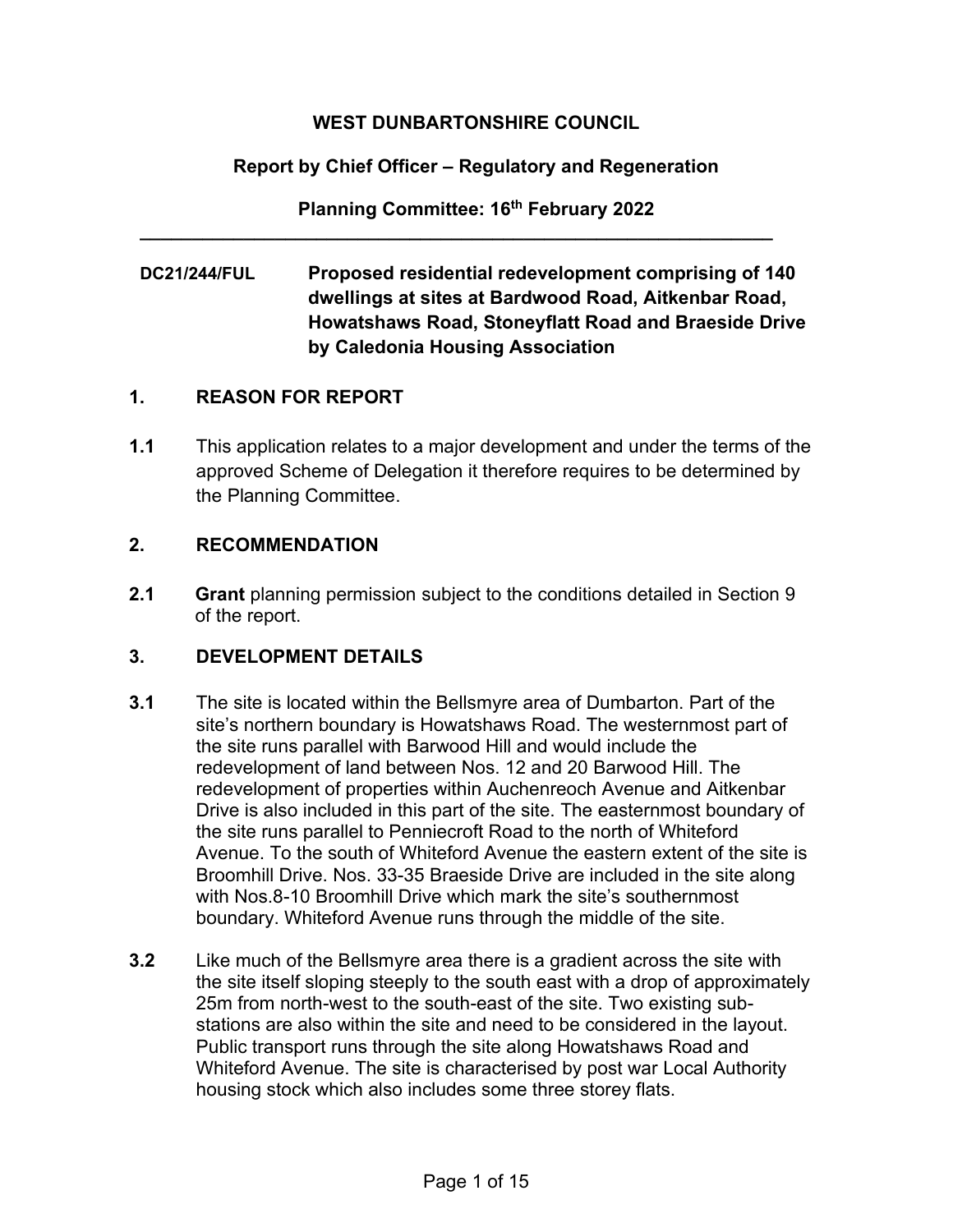**WEST DUNBARTONSHIRE COUNCIL**

**Report by Chief Officer – Regulatory and Regeneration**

**Planning Committee: 16th February 2022**

---

**DC21/244/FUL** **Proposed residential redevelopment comprising of 140 dwellings at sites at Bardwood Road, Aitkenbar Road, Howatshaws Road, Stoneyflatt Road and Braeside Drive by Caledonia Housing Association**

## 1. REASON FOR REPORT

**1.1** This application relates to a major development and under the terms of the approved Scheme of Delegation it therefore requires to be determined by the Planning Committee.

## 2. RECOMMENDATION

**2.1** **Grant** planning permission subject to the conditions detailed in Section 9 of the report.

## 3. DEVELOPMENT DETAILS

**3.1** The site is located within the Bellsmyre area of Dumbarton. Part of the site's northern boundary is Howatshaws Road. The westernmost part of the site runs parallel with Barwood Hill and would include the redevelopment of land between Nos. 12 and 20 Barwood Hill. The redevelopment of properties within Auchenreoch Avenue and Aitkenbar Drive is also included in this part of the site. The easternmost boundary of the site runs parallel to Penniecroft Road to the north of Whiteford Avenue. To the south of Whiteford Avenue the eastern extent of the site is Broomhill Drive. Nos. 33-35 Braeside Drive are included in the site along with Nos.8-10 Broomhill Drive which mark the site's southernmost boundary. Whiteford Avenue runs through the middle of the site.

**3.2** Like much of the Bellsmyre area there is a gradient across the site with the site itself sloping steeply to the south east with a drop of approximately 25m from north-west to the south-east of the site. Two existing sub-stations are also within the site and need to be considered in the layout. Public transport runs through the site along Howatshaws Road and Whiteford Avenue. The site is characterised by post war Local Authority housing stock which also includes some three storey flats.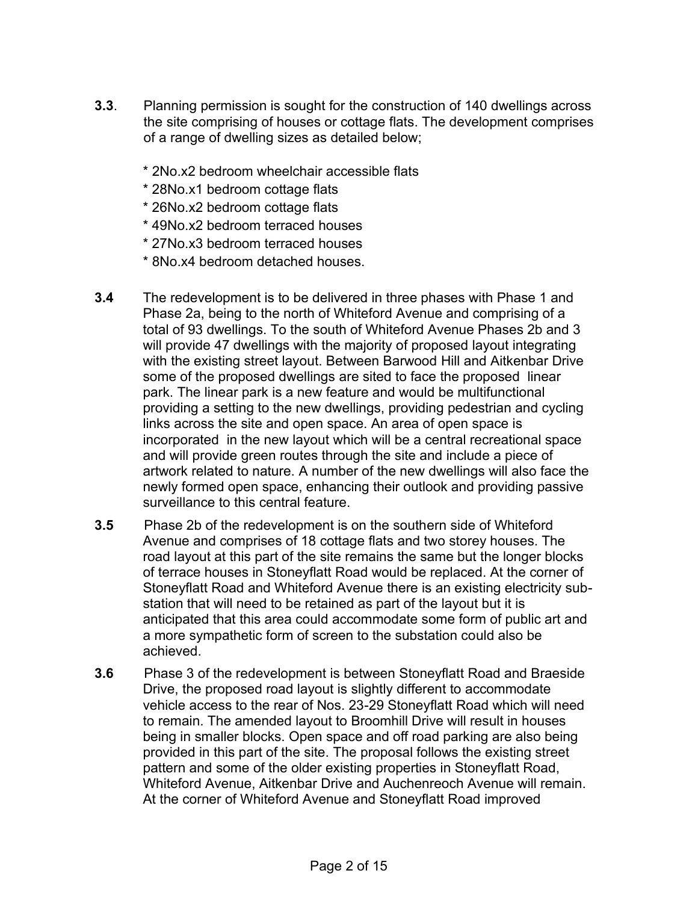**3.3**. Planning permission is sought for the construction of 140 dwellings across the site comprising of houses or cottage flats. The development comprises of a range of dwelling sizes as detailed below;

* 2No.x2 bedroom wheelchair accessible flats
* 28No.x1 bedroom cottage flats
* 26No.x2 bedroom cottage flats
* 49No.x2 bedroom terraced houses
* 27No.x3 bedroom terraced houses
* 8No.x4 bedroom detached houses.

**3.4** The redevelopment is to be delivered in three phases with Phase 1 and Phase 2a, being to the north of Whiteford Avenue and comprising of a total of 93 dwellings. To the south of Whiteford Avenue Phases 2b and 3 will provide 47 dwellings with the majority of proposed layout integrating with the existing street layout. Between Barwood Hill and Aitkenbar Drive some of the proposed dwellings are sited to face the proposed linear park. The linear park is a new feature and would be multifunctional providing a setting to the new dwellings, providing pedestrian and cycling links across the site and open space. An area of open space is incorporated in the new layout which will be a central recreational space and will provide green routes through the site and include a piece of artwork related to nature. A number of the new dwellings will also face the newly formed open space, enhancing their outlook and providing passive surveillance to this central feature.

**3.5** Phase 2b of the redevelopment is on the southern side of Whiteford Avenue and comprises of 18 cottage flats and two storey houses. The road layout at this part of the site remains the same but the longer blocks of terrace houses in Stoneyflatt Road would be replaced. At the corner of Stoneyflatt Road and Whiteford Avenue there is an existing electricity sub-station that will need to be retained as part of the layout but it is anticipated that this area could accommodate some form of public art and a more sympathetic form of screen to the substation could also be achieved.

**3.6** Phase 3 of the redevelopment is between Stoneyflatt Road and Braeside Drive, the proposed road layout is slightly different to accommodate vehicle access to the rear of Nos. 23-29 Stoneyflatt Road which will need to remain. The amended layout to Broomhill Drive will result in houses being in smaller blocks. Open space and off road parking are also being provided in this part of the site. The proposal follows the existing street pattern and some of the older existing properties in Stoneyflatt Road, Whiteford Avenue, Aitkenbar Drive and Auchenreoch Avenue will remain. At the corner of Whiteford Avenue and Stoneyflatt Road improved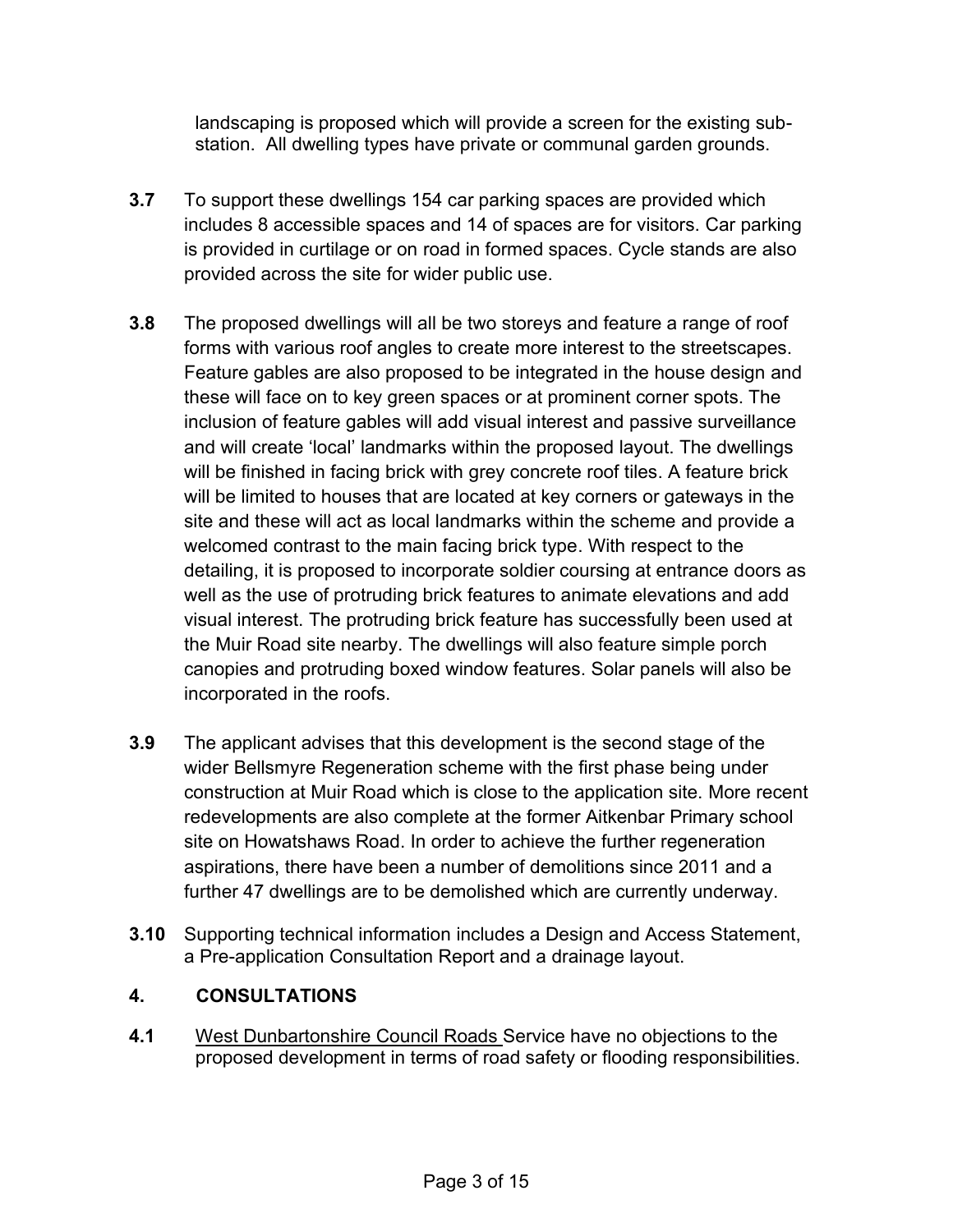landscaping is proposed which will provide a screen for the existing sub-station. All dwelling types have private or communal garden grounds.

**3.7** To support these dwellings 154 car parking spaces are provided which includes 8 accessible spaces and 14 of spaces are for visitors. Car parking is provided in curtilage or on road in formed spaces. Cycle stands are also provided across the site for wider public use.

**3.8** The proposed dwellings will all be two storeys and feature a range of roof forms with various roof angles to create more interest to the streetscapes. Feature gables are also proposed to be integrated in the house design and these will face on to key green spaces or at prominent corner spots. The inclusion of feature gables will add visual interest and passive surveillance and will create 'local' landmarks within the proposed layout. The dwellings will be finished in facing brick with grey concrete roof tiles. A feature brick will be limited to houses that are located at key corners or gateways in the site and these will act as local landmarks within the scheme and provide a welcomed contrast to the main facing brick type. With respect to the detailing, it is proposed to incorporate soldier coursing at entrance doors as well as the use of protruding brick features to animate elevations and add visual interest. The protruding brick feature has successfully been used at the Muir Road site nearby. The dwellings will also feature simple porch canopies and protruding boxed window features. Solar panels will also be incorporated in the roofs.

**3.9** The applicant advises that this development is the second stage of the wider Bellsmyre Regeneration scheme with the first phase being under construction at Muir Road which is close to the application site. More recent redevelopments are also complete at the former Aitkenbar Primary school site on Howatshaws Road. In order to achieve the further regeneration aspirations, there have been a number of demolitions since 2011 and a further 47 dwellings are to be demolished which are currently underway.

**3.10** Supporting technical information includes a Design and Access Statement, a Pre-application Consultation Report and a drainage layout.

## 4. CONSULTATIONS

**4.1** West Dunbartonshire Council Roads Service have no objections to the proposed development in terms of road safety or flooding responsibilities.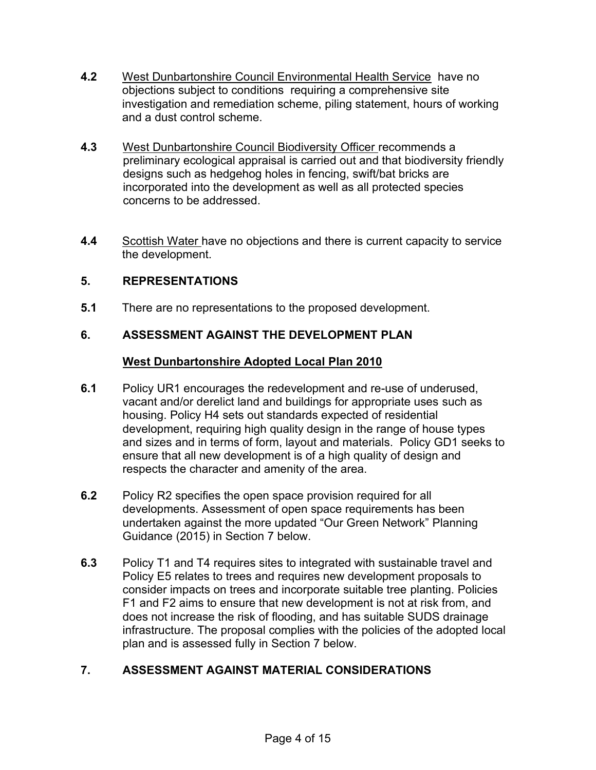**4.2** West Dunbartonshire Council Environmental Health Service have no objections subject to conditions requiring a comprehensive site investigation and remediation scheme, piling statement, hours of working and a dust control scheme.

**4.3** West Dunbartonshire Council Biodiversity Officer recommends a preliminary ecological appraisal is carried out and that biodiversity friendly designs such as hedgehog holes in fencing, swift/bat bricks are incorporated into the development as well as all protected species concerns to be addressed.

**4.4** Scottish Water have no objections and there is current capacity to service the development.

## 5. REPRESENTATIONS

**5.1** There are no representations to the proposed development.

## 6. ASSESSMENT AGAINST THE DEVELOPMENT PLAN

### West Dunbartonshire Adopted Local Plan 2010

**6.1** Policy UR1 encourages the redevelopment and re-use of underused, vacant and/or derelict land and buildings for appropriate uses such as housing. Policy H4 sets out standards expected of residential development, requiring high quality design in the range of house types and sizes and in terms of form, layout and materials. Policy GD1 seeks to ensure that all new development is of a high quality of design and respects the character and amenity of the area.

**6.2** Policy R2 specifies the open space provision required for all developments. Assessment of open space requirements has been undertaken against the more updated "Our Green Network" Planning Guidance (2015) in Section 7 below.

**6.3** Policy T1 and T4 requires sites to integrated with sustainable travel and Policy E5 relates to trees and requires new development proposals to consider impacts on trees and incorporate suitable tree planting. Policies F1 and F2 aims to ensure that new development is not at risk from, and does not increase the risk of flooding, and has suitable SUDS drainage infrastructure. The proposal complies with the policies of the adopted local plan and is assessed fully in Section 7 below.

## 7. ASSESSMENT AGAINST MATERIAL CONSIDERATIONS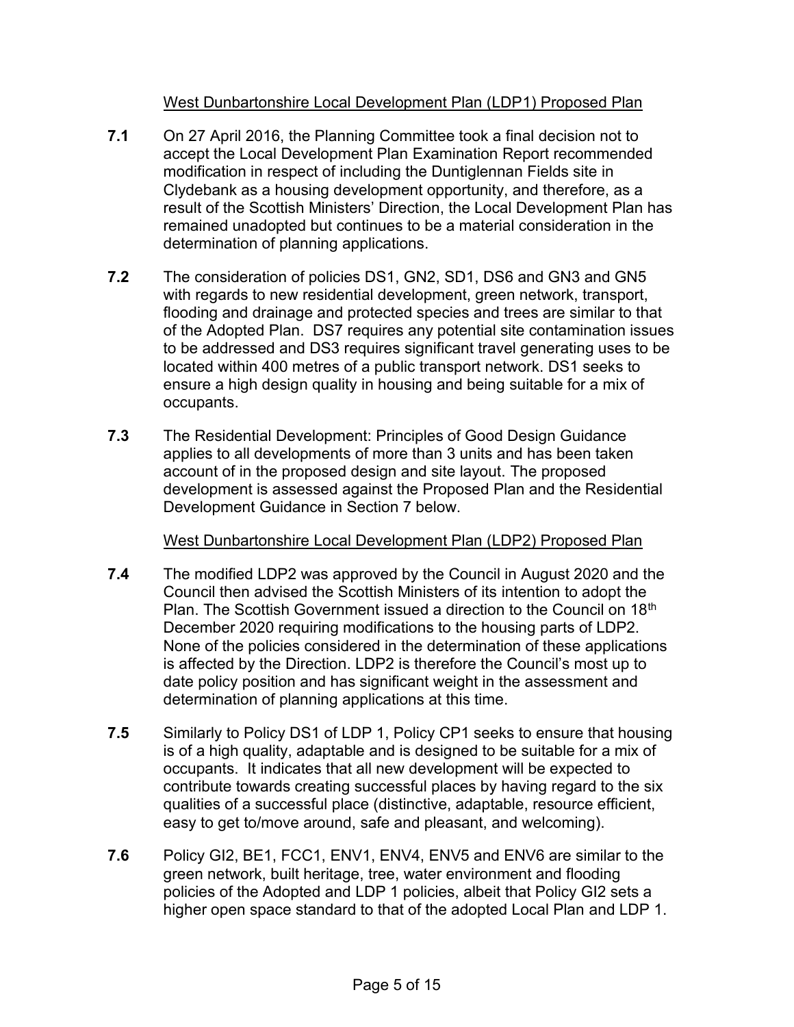West Dunbartonshire Local Development Plan (LDP1) Proposed Plan

**7.1** On 27 April 2016, the Planning Committee took a final decision not to accept the Local Development Plan Examination Report recommended modification in respect of including the Duntiglennan Fields site in Clydebank as a housing development opportunity, and therefore, as a result of the Scottish Ministers' Direction, the Local Development Plan has remained unadopted but continues to be a material consideration in the determination of planning applications.

**7.2** The consideration of policies DS1, GN2, SD1, DS6 and GN3 and GN5 with regards to new residential development, green network, transport, flooding and drainage and protected species and trees are similar to that of the Adopted Plan. DS7 requires any potential site contamination issues to be addressed and DS3 requires significant travel generating uses to be located within 400 metres of a public transport network. DS1 seeks to ensure a high design quality in housing and being suitable for a mix of occupants.

**7.3** The Residential Development: Principles of Good Design Guidance applies to all developments of more than 3 units and has been taken account of in the proposed design and site layout. The proposed development is assessed against the Proposed Plan and the Residential Development Guidance in Section 7 below.

West Dunbartonshire Local Development Plan (LDP2) Proposed Plan

**7.4** The modified LDP2 was approved by the Council in August 2020 and the Council then advised the Scottish Ministers of its intention to adopt the Plan. The Scottish Government issued a direction to the Council on 18th December 2020 requiring modifications to the housing parts of LDP2. None of the policies considered in the determination of these applications is affected by the Direction. LDP2 is therefore the Council's most up to date policy position and has significant weight in the assessment and determination of planning applications at this time.

**7.5** Similarly to Policy DS1 of LDP 1, Policy CP1 seeks to ensure that housing is of a high quality, adaptable and is designed to be suitable for a mix of occupants. It indicates that all new development will be expected to contribute towards creating successful places by having regard to the six qualities of a successful place (distinctive, adaptable, resource efficient, easy to get to/move around, safe and pleasant, and welcoming).

**7.6** Policy GI2, BE1, FCC1, ENV1, ENV4, ENV5 and ENV6 are similar to the green network, built heritage, tree, water environment and flooding policies of the Adopted and LDP 1 policies, albeit that Policy GI2 sets a higher open space standard to that of the adopted Local Plan and LDP 1.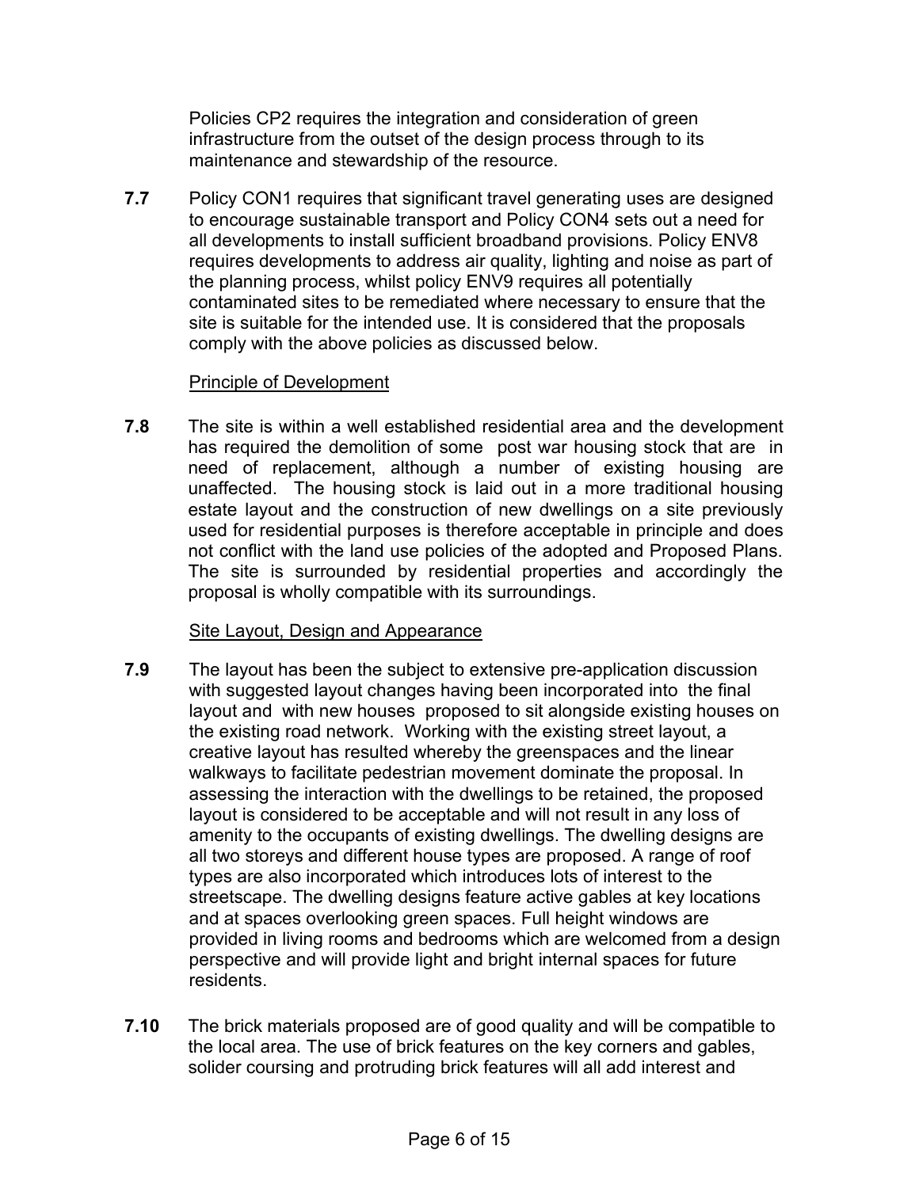Policies CP2 requires the integration and consideration of green infrastructure from the outset of the design process through to its maintenance and stewardship of the resource.

**7.7** Policy CON1 requires that significant travel generating uses are designed to encourage sustainable transport and Policy CON4 sets out a need for all developments to install sufficient broadband provisions. Policy ENV8 requires developments to address air quality, lighting and noise as part of the planning process, whilst policy ENV9 requires all potentially contaminated sites to be remediated where necessary to ensure that the site is suitable for the intended use. It is considered that the proposals comply with the above policies as discussed below.

Principle of Development

**7.8** The site is within a well established residential area and the development has required the demolition of some post war housing stock that are in need of replacement, although a number of existing housing are unaffected. The housing stock is laid out in a more traditional housing estate layout and the construction of new dwellings on a site previously used for residential purposes is therefore acceptable in principle and does not conflict with the land use policies of the adopted and Proposed Plans. The site is surrounded by residential properties and accordingly the proposal is wholly compatible with its surroundings.

Site Layout, Design and Appearance

**7.9** The layout has been the subject to extensive pre-application discussion with suggested layout changes having been incorporated into the final layout and with new houses proposed to sit alongside existing houses on the existing road network. Working with the existing street layout, a creative layout has resulted whereby the greenspaces and the linear walkways to facilitate pedestrian movement dominate the proposal. In assessing the interaction with the dwellings to be retained, the proposed layout is considered to be acceptable and will not result in any loss of amenity to the occupants of existing dwellings. The dwelling designs are all two storeys and different house types are proposed. A range of roof types are also incorporated which introduces lots of interest to the streetscape. The dwelling designs feature active gables at key locations and at spaces overlooking green spaces. Full height windows are provided in living rooms and bedrooms which are welcomed from a design perspective and will provide light and bright internal spaces for future residents.

**7.10** The brick materials proposed are of good quality and will be compatible to the local area. The use of brick features on the key corners and gables, solider coursing and protruding brick features will all add interest and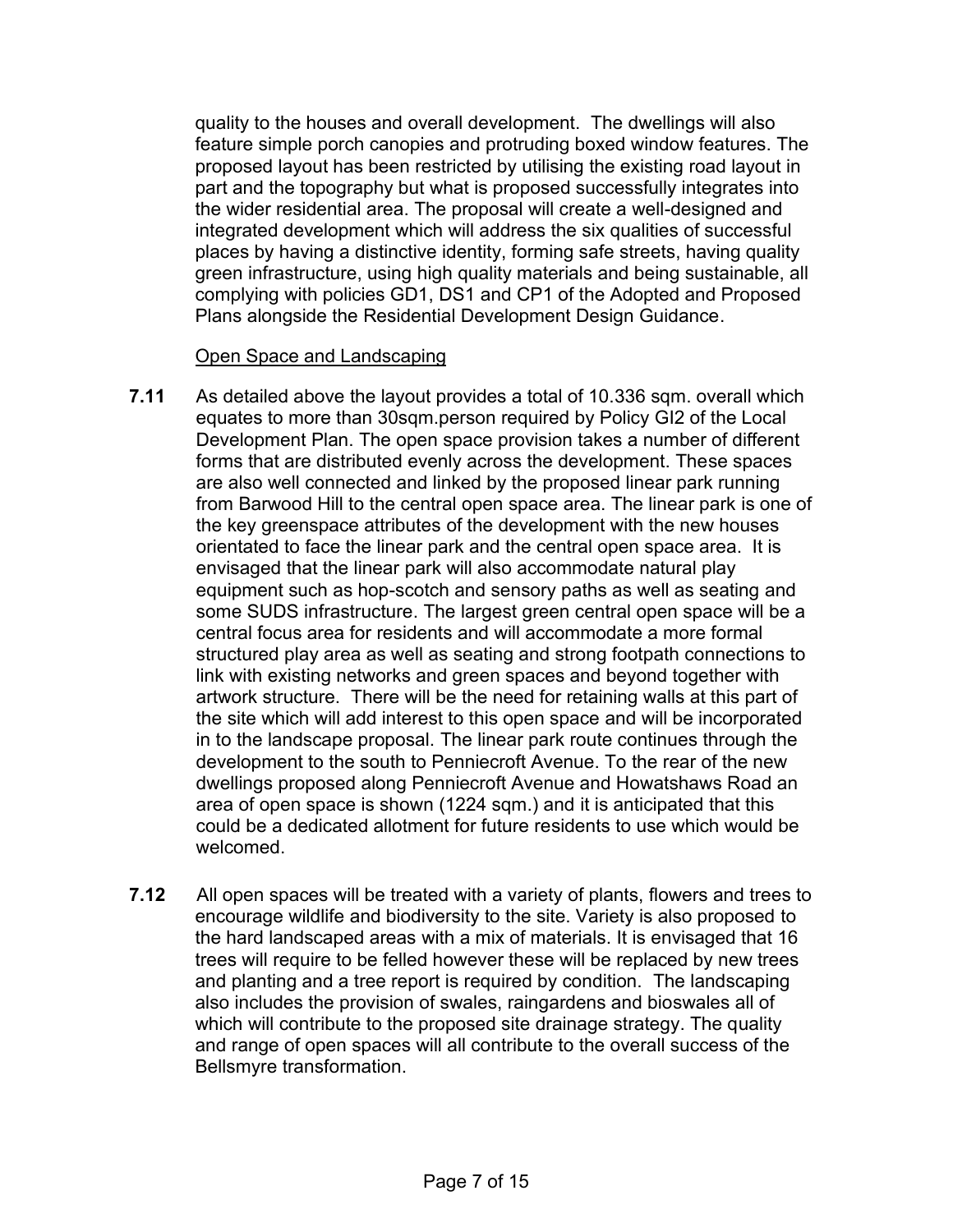quality to the houses and overall development. The dwellings will also feature simple porch canopies and protruding boxed window features. The proposed layout has been restricted by utilising the existing road layout in part and the topography but what is proposed successfully integrates into the wider residential area. The proposal will create a well-designed and integrated development which will address the six qualities of successful places by having a distinctive identity, forming safe streets, having quality green infrastructure, using high quality materials and being sustainable, all complying with policies GD1, DS1 and CP1 of the Adopted and Proposed Plans alongside the Residential Development Design Guidance.

Open Space and Landscaping

**7.11** As detailed above the layout provides a total of 10.336 sqm. overall which equates to more than 30sqm.person required by Policy GI2 of the Local Development Plan. The open space provision takes a number of different forms that are distributed evenly across the development. These spaces are also well connected and linked by the proposed linear park running from Barwood Hill to the central open space area. The linear park is one of the key greenspace attributes of the development with the new houses orientated to face the linear park and the central open space area. It is envisaged that the linear park will also accommodate natural play equipment such as hop-scotch and sensory paths as well as seating and some SUDS infrastructure. The largest green central open space will be a central focus area for residents and will accommodate a more formal structured play area as well as seating and strong footpath connections to link with existing networks and green spaces and beyond together with artwork structure. There will be the need for retaining walls at this part of the site which will add interest to this open space and will be incorporated in to the landscape proposal. The linear park route continues through the development to the south to Penniecroft Avenue. To the rear of the new dwellings proposed along Penniecroft Avenue and Howatshaws Road an area of open space is shown (1224 sqm.) and it is anticipated that this could be a dedicated allotment for future residents to use which would be welcomed.

**7.12** All open spaces will be treated with a variety of plants, flowers and trees to encourage wildlife and biodiversity to the site. Variety is also proposed to the hard landscaped areas with a mix of materials. It is envisaged that 16 trees will require to be felled however these will be replaced by new trees and planting and a tree report is required by condition. The landscaping also includes the provision of swales, raingardens and bioswales all of which will contribute to the proposed site drainage strategy. The quality and range of open spaces will all contribute to the overall success of the Bellsmyre transformation.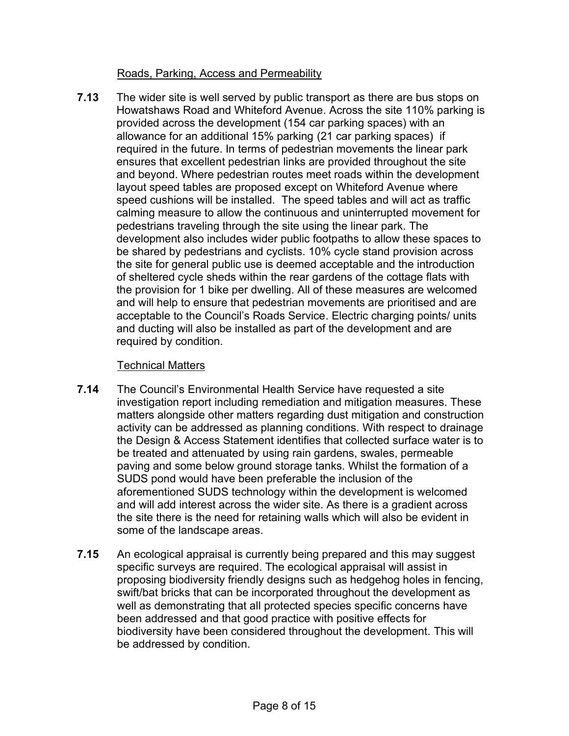### Roads, Parking, Access and Permeability

**7.13** The wider site is well served by public transport as there are bus stops on Howatshaws Road and Whiteford Avenue. Across the site 110% parking is provided across the development (154 car parking spaces) with an allowance for an additional 15% parking (21 car parking spaces) if required in the future. In terms of pedestrian movements the linear park ensures that excellent pedestrian links are provided throughout the site and beyond. Where pedestrian routes meet roads within the development layout speed tables are proposed except on Whiteford Avenue where speed cushions will be installed. The speed tables and will act as traffic calming measure to allow the continuous and uninterrupted movement for pedestrians traveling through the site using the linear park. The development also includes wider public footpaths to allow these spaces to be shared by pedestrians and cyclists. 10% cycle stand provision across the site for general public use is deemed acceptable and the introduction of sheltered cycle sheds within the rear gardens of the cottage flats with the provision for 1 bike per dwelling. All of these measures are welcomed and will help to ensure that pedestrian movements are prioritised and are acceptable to the Council's Roads Service. Electric charging points/ units and ducting will also be installed as part of the development and are required by condition.

### Technical Matters

**7.14** The Council's Environmental Health Service have requested a site investigation report including remediation and mitigation measures. These matters alongside other matters regarding dust mitigation and construction activity can be addressed as planning conditions. With respect to drainage the Design & Access Statement identifies that collected surface water is to be treated and attenuated by using rain gardens, swales, permeable paving and some below ground storage tanks. Whilst the formation of a SUDS pond would have been preferable the inclusion of the aforementioned SUDS technology within the development is welcomed and will add interest across the wider site. As there is a gradient across the site there is the need for retaining walls which will also be evident in some of the landscape areas.

**7.15** An ecological appraisal is currently being prepared and this may suggest specific surveys are required. The ecological appraisal will assist in proposing biodiversity friendly designs such as hedgehog holes in fencing, swift/bat bricks that can be incorporated throughout the development as well as demonstrating that all protected species specific concerns have been addressed and that good practice with positive effects for biodiversity have been considered throughout the development. This will be addressed by condition.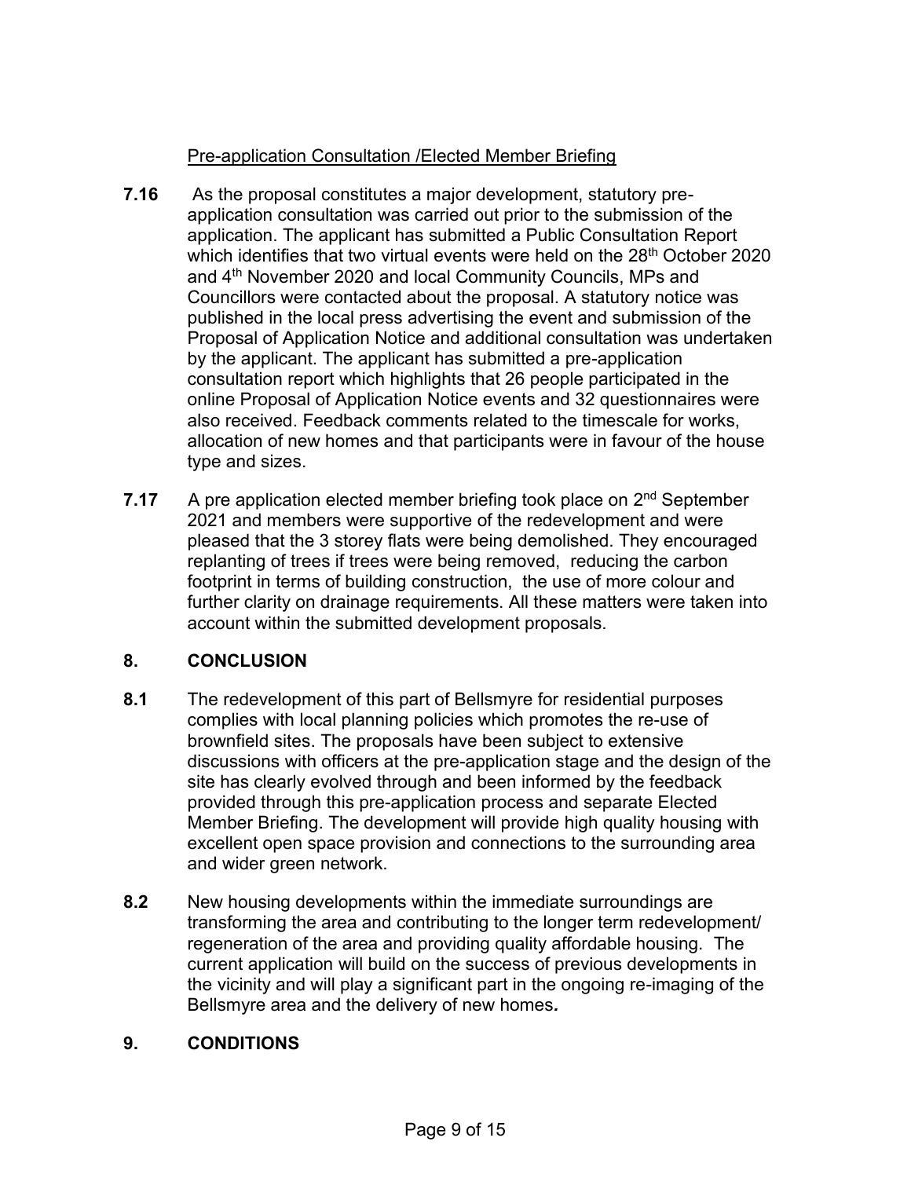Pre-application Consultation /Elected Member Briefing

**7.16** As the proposal constitutes a major development, statutory pre-application consultation was carried out prior to the submission of the application. The applicant has submitted a Public Consultation Report which identifies that two virtual events were held on the 28th October 2020 and 4th November 2020 and local Community Councils, MPs and Councillors were contacted about the proposal. A statutory notice was published in the local press advertising the event and submission of the Proposal of Application Notice and additional consultation was undertaken by the applicant. The applicant has submitted a pre-application consultation report which highlights that 26 people participated in the online Proposal of Application Notice events and 32 questionnaires were also received. Feedback comments related to the timescale for works, allocation of new homes and that participants were in favour of the house type and sizes.

**7.17** A pre application elected member briefing took place on 2nd September 2021 and members were supportive of the redevelopment and were pleased that the 3 storey flats were being demolished. They encouraged replanting of trees if trees were being removed, reducing the carbon footprint in terms of building construction, the use of more colour and further clarity on drainage requirements. All these matters were taken into account within the submitted development proposals.

## 8. CONCLUSION

**8.1** The redevelopment of this part of Bellsmyre for residential purposes complies with local planning policies which promotes the re-use of brownfield sites. The proposals have been subject to extensive discussions with officers at the pre-application stage and the design of the site has clearly evolved through and been informed by the feedback provided through this pre-application process and separate Elected Member Briefing. The development will provide high quality housing with excellent open space provision and connections to the surrounding area and wider green network.

**8.2** New housing developments within the immediate surroundings are transforming the area and contributing to the longer term redevelopment/ regeneration of the area and providing quality affordable housing. The current application will build on the success of previous developments in the vicinity and will play a significant part in the ongoing re-imaging of the Bellsmyre area and the delivery of new homes***.***

## 9. CONDITIONS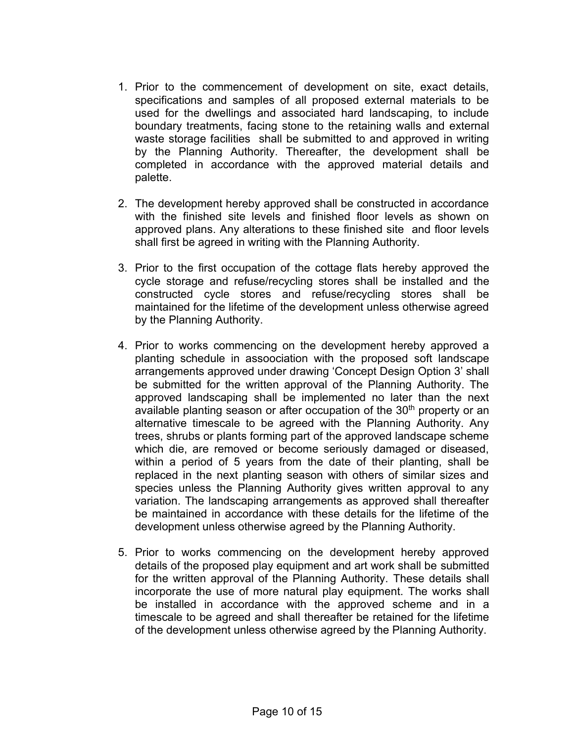1. Prior to the commencement of development on site, exact details, specifications and samples of all proposed external materials to be used for the dwellings and associated hard landscaping, to include boundary treatments, facing stone to the retaining walls and external waste storage facilities shall be submitted to and approved in writing by the Planning Authority. Thereafter, the development shall be completed in accordance with the approved material details and palette.

2. The development hereby approved shall be constructed in accordance with the finished site levels and finished floor levels as shown on approved plans. Any alterations to these finished site and floor levels shall first be agreed in writing with the Planning Authority.

3. Prior to the first occupation of the cottage flats hereby approved the cycle storage and refuse/recycling stores shall be installed and the constructed cycle stores and refuse/recycling stores shall be maintained for the lifetime of the development unless otherwise agreed by the Planning Authority.

4. Prior to works commencing on the development hereby approved a planting schedule in assoociation with the proposed soft landscape arrangements approved under drawing 'Concept Design Option 3' shall be submitted for the written approval of the Planning Authority. The approved landscaping shall be implemented no later than the next available planting season or after occupation of the 30th property or an alternative timescale to be agreed with the Planning Authority. Any trees, shrubs or plants forming part of the approved landscape scheme which die, are removed or become seriously damaged or diseased, within a period of 5 years from the date of their planting, shall be replaced in the next planting season with others of similar sizes and species unless the Planning Authority gives written approval to any variation. The landscaping arrangements as approved shall thereafter be maintained in accordance with these details for the lifetime of the development unless otherwise agreed by the Planning Authority.

5. Prior to works commencing on the development hereby approved details of the proposed play equipment and art work shall be submitted for the written approval of the Planning Authority. These details shall incorporate the use of more natural play equipment. The works shall be installed in accordance with the approved scheme and in a timescale to be agreed and shall thereafter be retained for the lifetime of the development unless otherwise agreed by the Planning Authority.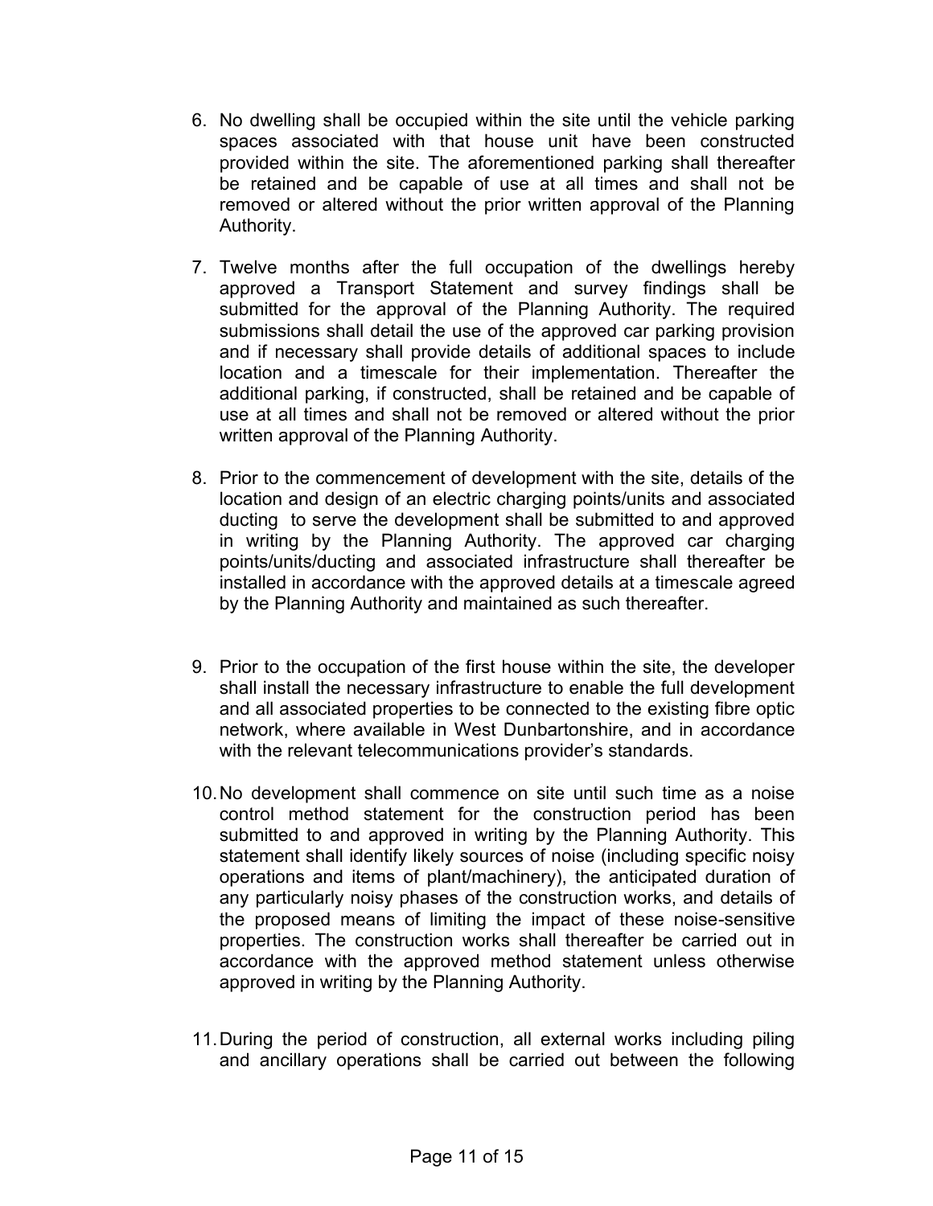6. No dwelling shall be occupied within the site until the vehicle parking spaces associated with that house unit have been constructed provided within the site. The aforementioned parking shall thereafter be retained and be capable of use at all times and shall not be removed or altered without the prior written approval of the Planning Authority.

7. Twelve months after the full occupation of the dwellings hereby approved a Transport Statement and survey findings shall be submitted for the approval of the Planning Authority. The required submissions shall detail the use of the approved car parking provision and if necessary shall provide details of additional spaces to include location and a timescale for their implementation. Thereafter the additional parking, if constructed, shall be retained and be capable of use at all times and shall not be removed or altered without the prior written approval of the Planning Authority.

8. Prior to the commencement of development with the site, details of the location and design of an electric charging points/units and associated ducting to serve the development shall be submitted to and approved in writing by the Planning Authority. The approved car charging points/units/ducting and associated infrastructure shall thereafter be installed in accordance with the approved details at a timescale agreed by the Planning Authority and maintained as such thereafter.

9. Prior to the occupation of the first house within the site, the developer shall install the necessary infrastructure to enable the full development and all associated properties to be connected to the existing fibre optic network, where available in West Dunbartonshire, and in accordance with the relevant telecommunications provider's standards.

10. No development shall commence on site until such time as a noise control method statement for the construction period has been submitted to and approved in writing by the Planning Authority. This statement shall identify likely sources of noise (including specific noisy operations and items of plant/machinery), the anticipated duration of any particularly noisy phases of the construction works, and details of the proposed means of limiting the impact of these noise-sensitive properties. The construction works shall thereafter be carried out in accordance with the approved method statement unless otherwise approved in writing by the Planning Authority.

11. During the period of construction, all external works including piling and ancillary operations shall be carried out between the following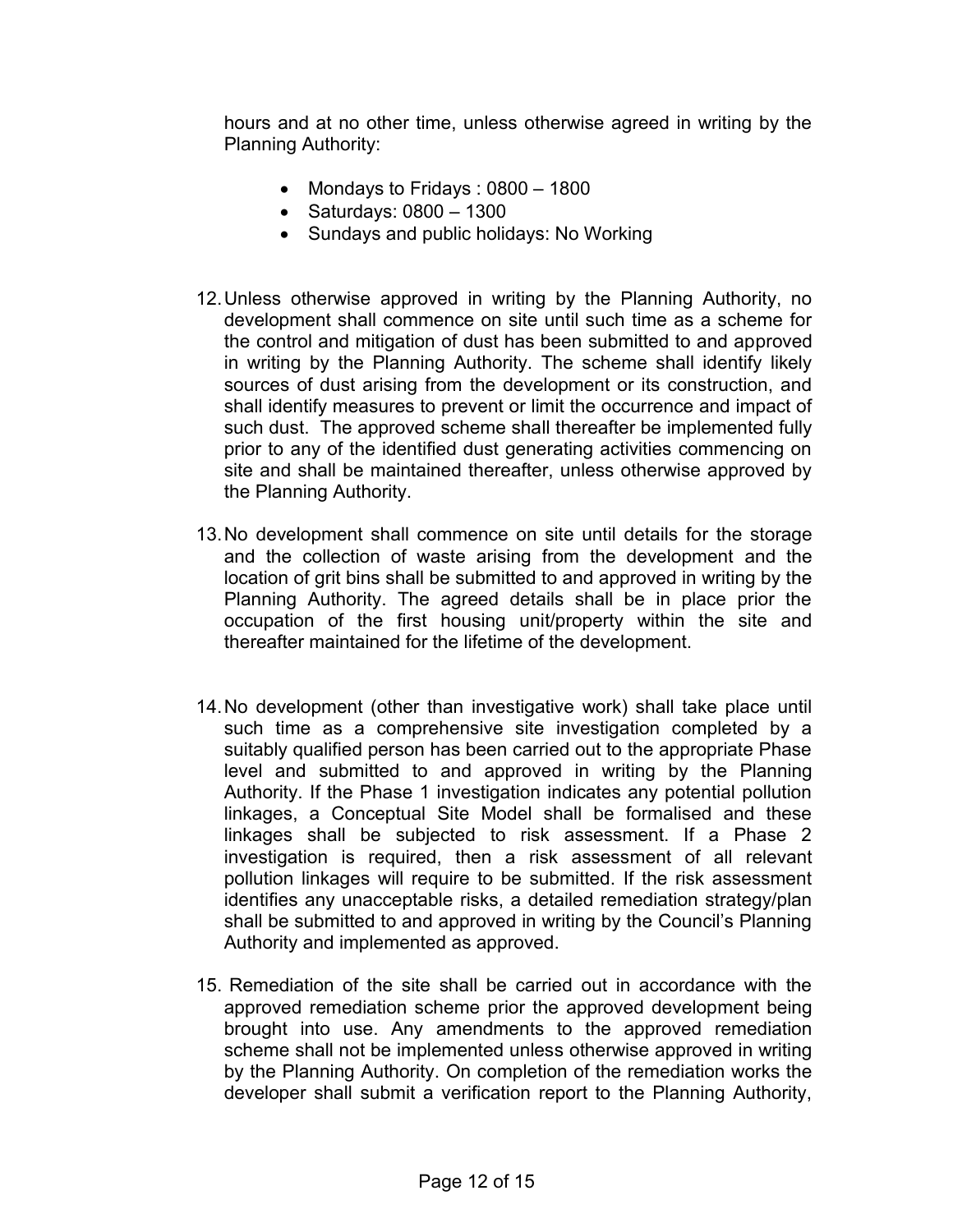hours and at no other time, unless otherwise agreed in writing by the Planning Authority:

- Mondays to Fridays : 0800 – 1800
- Saturdays: 0800 – 1300
- Sundays and public holidays: No Working

12. Unless otherwise approved in writing by the Planning Authority, no development shall commence on site until such time as a scheme for the control and mitigation of dust has been submitted to and approved in writing by the Planning Authority. The scheme shall identify likely sources of dust arising from the development or its construction, and shall identify measures to prevent or limit the occurrence and impact of such dust. The approved scheme shall thereafter be implemented fully prior to any of the identified dust generating activities commencing on site and shall be maintained thereafter, unless otherwise approved by the Planning Authority.

13. No development shall commence on site until details for the storage and the collection of waste arising from the development and the location of grit bins shall be submitted to and approved in writing by the Planning Authority. The agreed details shall be in place prior the occupation of the first housing unit/property within the site and thereafter maintained for the lifetime of the development.

14. No development (other than investigative work) shall take place until such time as a comprehensive site investigation completed by a suitably qualified person has been carried out to the appropriate Phase level and submitted to and approved in writing by the Planning Authority. If the Phase 1 investigation indicates any potential pollution linkages, a Conceptual Site Model shall be formalised and these linkages shall be subjected to risk assessment. If a Phase 2 investigation is required, then a risk assessment of all relevant pollution linkages will require to be submitted. If the risk assessment identifies any unacceptable risks, a detailed remediation strategy/plan shall be submitted to and approved in writing by the Council's Planning Authority and implemented as approved.

15. Remediation of the site shall be carried out in accordance with the approved remediation scheme prior the approved development being brought into use. Any amendments to the approved remediation scheme shall not be implemented unless otherwise approved in writing by the Planning Authority. On completion of the remediation works the developer shall submit a verification report to the Planning Authority,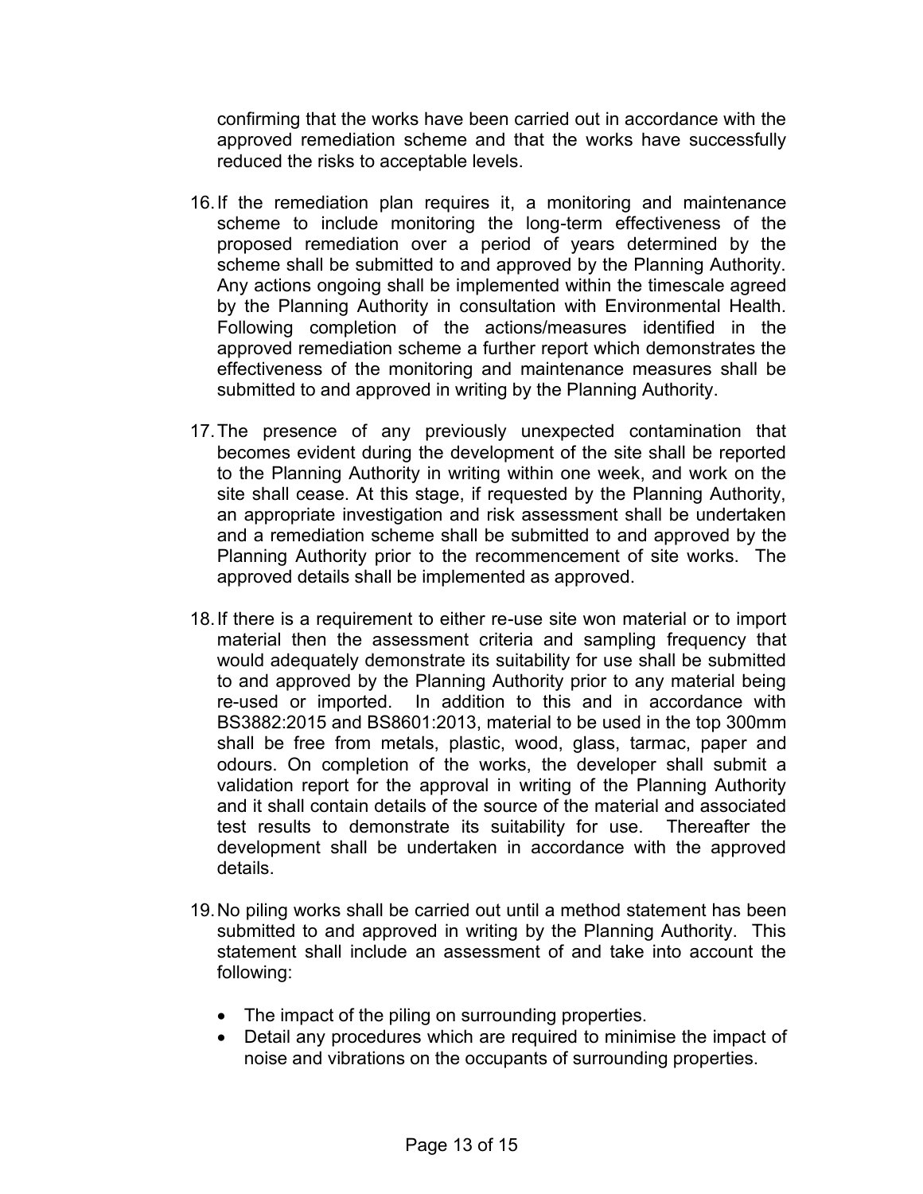confirming that the works have been carried out in accordance with the approved remediation scheme and that the works have successfully reduced the risks to acceptable levels.

16. If the remediation plan requires it, a monitoring and maintenance scheme to include monitoring the long-term effectiveness of the proposed remediation over a period of years determined by the scheme shall be submitted to and approved by the Planning Authority. Any actions ongoing shall be implemented within the timescale agreed by the Planning Authority in consultation with Environmental Health. Following completion of the actions/measures identified in the approved remediation scheme a further report which demonstrates the effectiveness of the monitoring and maintenance measures shall be submitted to and approved in writing by the Planning Authority.

17. The presence of any previously unexpected contamination that becomes evident during the development of the site shall be reported to the Planning Authority in writing within one week, and work on the site shall cease. At this stage, if requested by the Planning Authority, an appropriate investigation and risk assessment shall be undertaken and a remediation scheme shall be submitted to and approved by the Planning Authority prior to the recommencement of site works. The approved details shall be implemented as approved.

18. If there is a requirement to either re-use site won material or to import material then the assessment criteria and sampling frequency that would adequately demonstrate its suitability for use shall be submitted to and approved by the Planning Authority prior to any material being re-used or imported. In addition to this and in accordance with BS3882:2015 and BS8601:2013, material to be used in the top 300mm shall be free from metals, plastic, wood, glass, tarmac, paper and odours. On completion of the works, the developer shall submit a validation report for the approval in writing of the Planning Authority and it shall contain details of the source of the material and associated test results to demonstrate its suitability for use. Thereafter the development shall be undertaken in accordance with the approved details.

19. No piling works shall be carried out until a method statement has been submitted to and approved in writing by the Planning Authority. This statement shall include an assessment of and take into account the following:

    - The impact of the piling on surrounding properties.
    - Detail any procedures which are required to minimise the impact of noise and vibrations on the occupants of surrounding properties.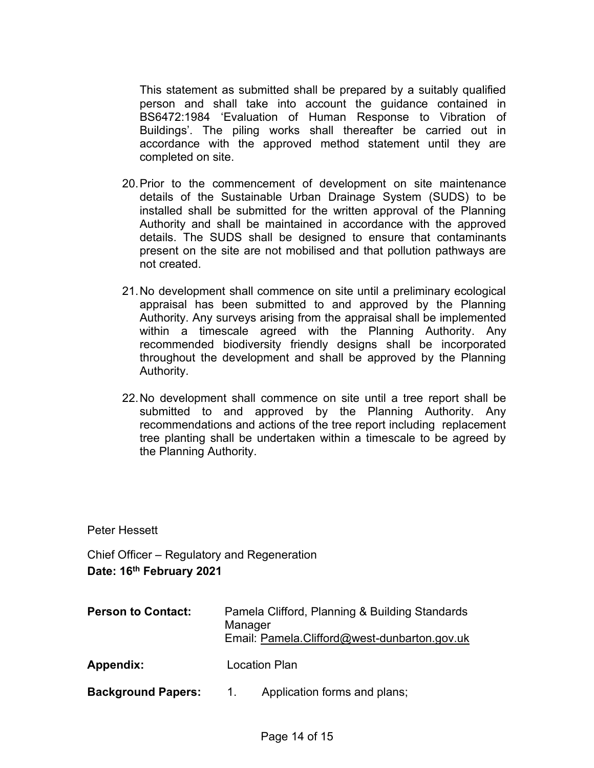This statement as submitted shall be prepared by a suitably qualified person and shall take into account the guidance contained in BS6472:1984 'Evaluation of Human Response to Vibration of Buildings'. The piling works shall thereafter be carried out in accordance with the approved method statement until they are completed on site.

20. Prior to the commencement of development on site maintenance details of the Sustainable Urban Drainage System (SUDS) to be installed shall be submitted for the written approval of the Planning Authority and shall be maintained in accordance with the approved details. The SUDS shall be designed to ensure that contaminants present on the site are not mobilised and that pollution pathways are not created.

21. No development shall commence on site until a preliminary ecological appraisal has been submitted to and approved by the Planning Authority. Any surveys arising from the appraisal shall be implemented within a timescale agreed with the Planning Authority. Any recommended biodiversity friendly designs shall be incorporated throughout the development and shall be approved by the Planning Authority.

22. No development shall commence on site until a tree report shall be submitted to and approved by the Planning Authority. Any recommendations and actions of the tree report including replacement tree planting shall be undertaken within a timescale to be agreed by the Planning Authority.

Peter Hessett

Chief Officer – Regulatory and Regeneration
**Date: 16th February 2021**

**Person to Contact:** Pamela Clifford, Planning & Building Standards Manager
Email: Pamela.Clifford@west-dunbarton.gov.uk

**Appendix:** Location Plan

**Background Papers:** 1. Application forms and plans;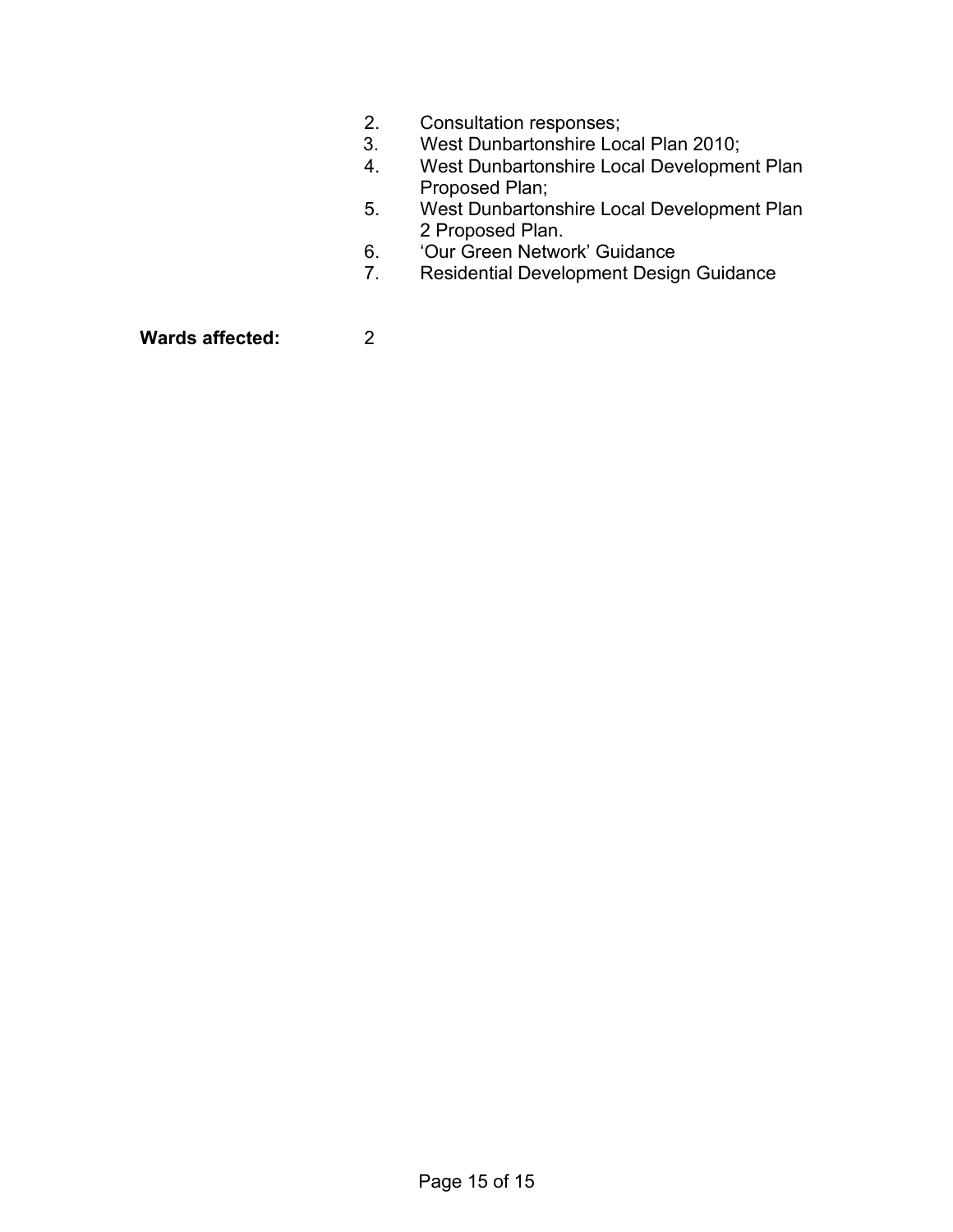2. Consultation responses;
3. West Dunbartonshire Local Plan 2010;
4. West Dunbartonshire Local Development Plan Proposed Plan;
5. West Dunbartonshire Local Development Plan 2 Proposed Plan.
6. 'Our Green Network' Guidance
7. Residential Development Design Guidance

**Wards affected:** 2